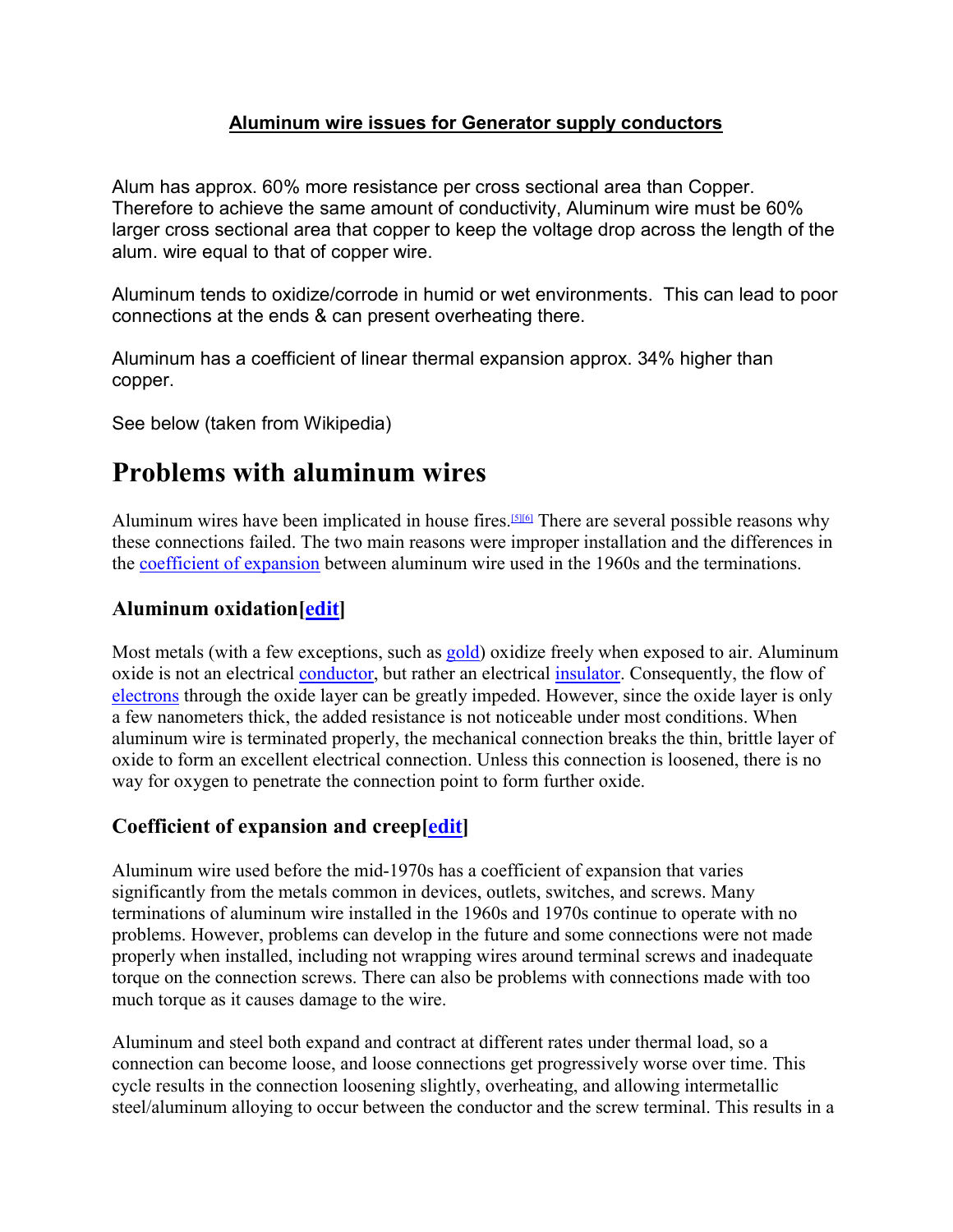**Aluminum wire issues for Generator supply conductors**

Alum has approx. 60% more resistance per cross sectional area than Copper. Therefore to achieve the same amount of conductivity, Aluminum wire must be 60% larger cross sectional area that copper to keep the voltage drop across the length of the alum. wire equal to that of copper wire.

Aluminum tends to oxidize/corrode in humid or wet environments. This can lead to poor connections at the ends & can present overheating there.

Aluminum has a coefficient of linear thermal expansion approx. 34% higher than copper.

See below (taken from Wikipedia)

# Problems with aluminum wires

Aluminum wires have been implicated in house fires.[5][6] There are several possible reasons why these connections failed. The two main reasons were improper installation and the differences in the coefficient of expansion between aluminum wire used in the 1960s and the terminations.

## Aluminum oxidation[edit]

Most metals (with a few exceptions, such as gold) oxidize freely when exposed to air. Aluminum oxide is not an electrical conductor, but rather an electrical insulator. Consequently, the flow of electrons through the oxide layer can be greatly impeded. However, since the oxide layer is only a few nanometers thick, the added resistance is not noticeable under most conditions. When aluminum wire is terminated properly, the mechanical connection breaks the thin, brittle layer of oxide to form an excellent electrical connection. Unless this connection is loosened, there is no way for oxygen to penetrate the connection point to form further oxide.

## Coefficient of expansion and creep[edit]

Aluminum wire used before the mid-1970s has a coefficient of expansion that varies significantly from the metals common in devices, outlets, switches, and screws. Many terminations of aluminum wire installed in the 1960s and 1970s continue to operate with no problems. However, problems can develop in the future and some connections were not made properly when installed, including not wrapping wires around terminal screws and inadequate torque on the connection screws. There can also be problems with connections made with too much torque as it causes damage to the wire.

Aluminum and steel both expand and contract at different rates under thermal load, so a connection can become loose, and loose connections get progressively worse over time. This cycle results in the connection loosening slightly, overheating, and allowing intermetallic steel/aluminum alloying to occur between the conductor and the screw terminal. This results in a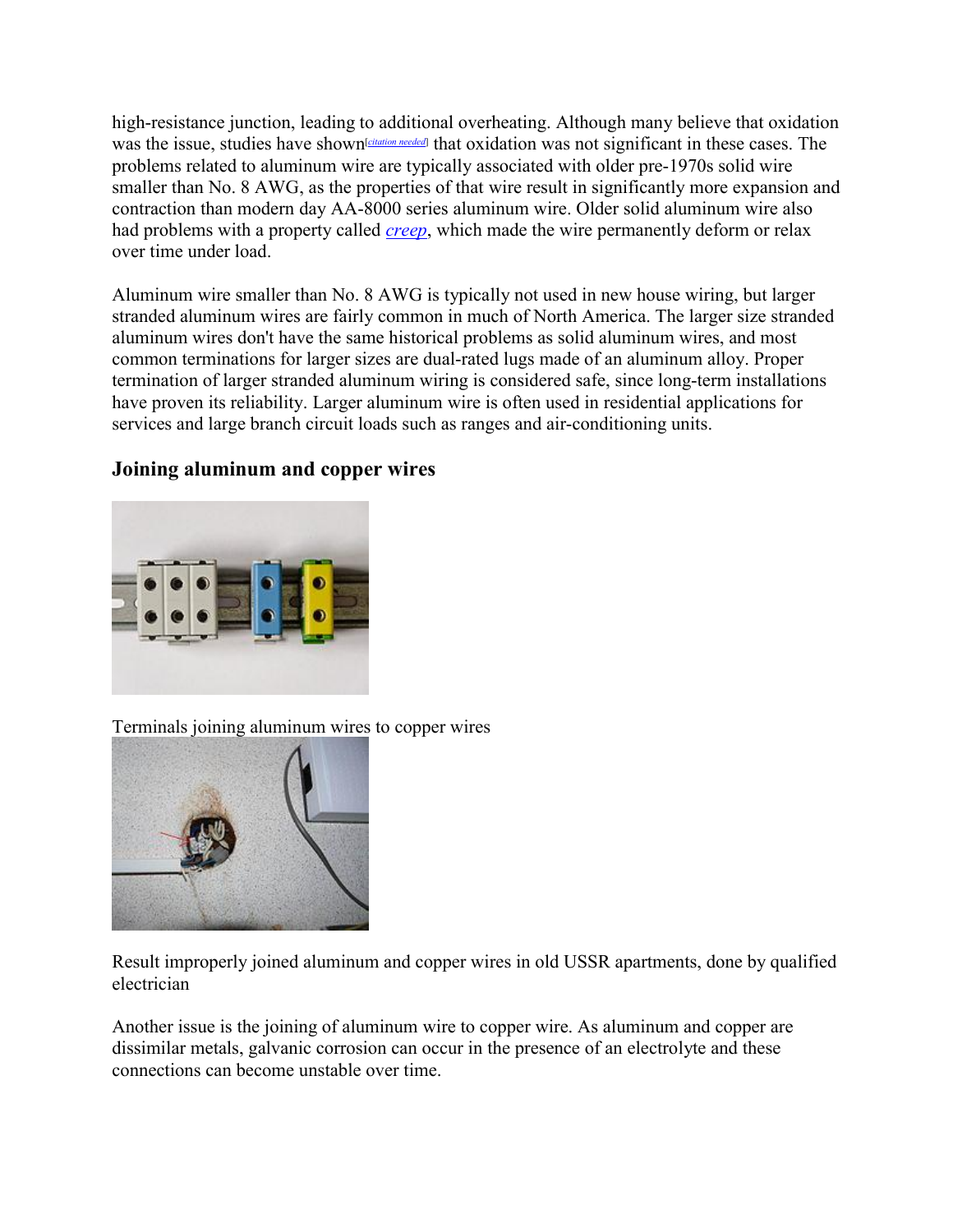high-resistance junction, leading to additional overheating. Although many believe that oxidation was the issue, studies have shown[citation needed] that oxidation was not significant in these cases. The problems related to aluminum wire are typically associated with older pre-1970s solid wire smaller than No. 8 AWG, as the properties of that wire result in significantly more expansion and contraction than modern day AA-8000 series aluminum wire. Older solid aluminum wire also had problems with a property called *creep*, which made the wire permanently deform or relax over time under load.

Aluminum wire smaller than No. 8 AWG is typically not used in new house wiring, but larger stranded aluminum wires are fairly common in much of North America. The larger size stranded aluminum wires don't have the same historical problems as solid aluminum wires, and most common terminations for larger sizes are dual-rated lugs made of an aluminum alloy. Proper termination of larger stranded aluminum wiring is considered safe, since long-term installations have proven its reliability. Larger aluminum wire is often used in residential applications for services and large branch circuit loads such as ranges and air-conditioning units.

### Joining aluminum and copper wires

Terminals joining aluminum wires to copper wires

Result improperly joined aluminum and copper wires in old USSR apartments, done by qualified electrician

Another issue is the joining of aluminum wire to copper wire. As aluminum and copper are dissimilar metals, galvanic corrosion can occur in the presence of an electrolyte and these connections can become unstable over time.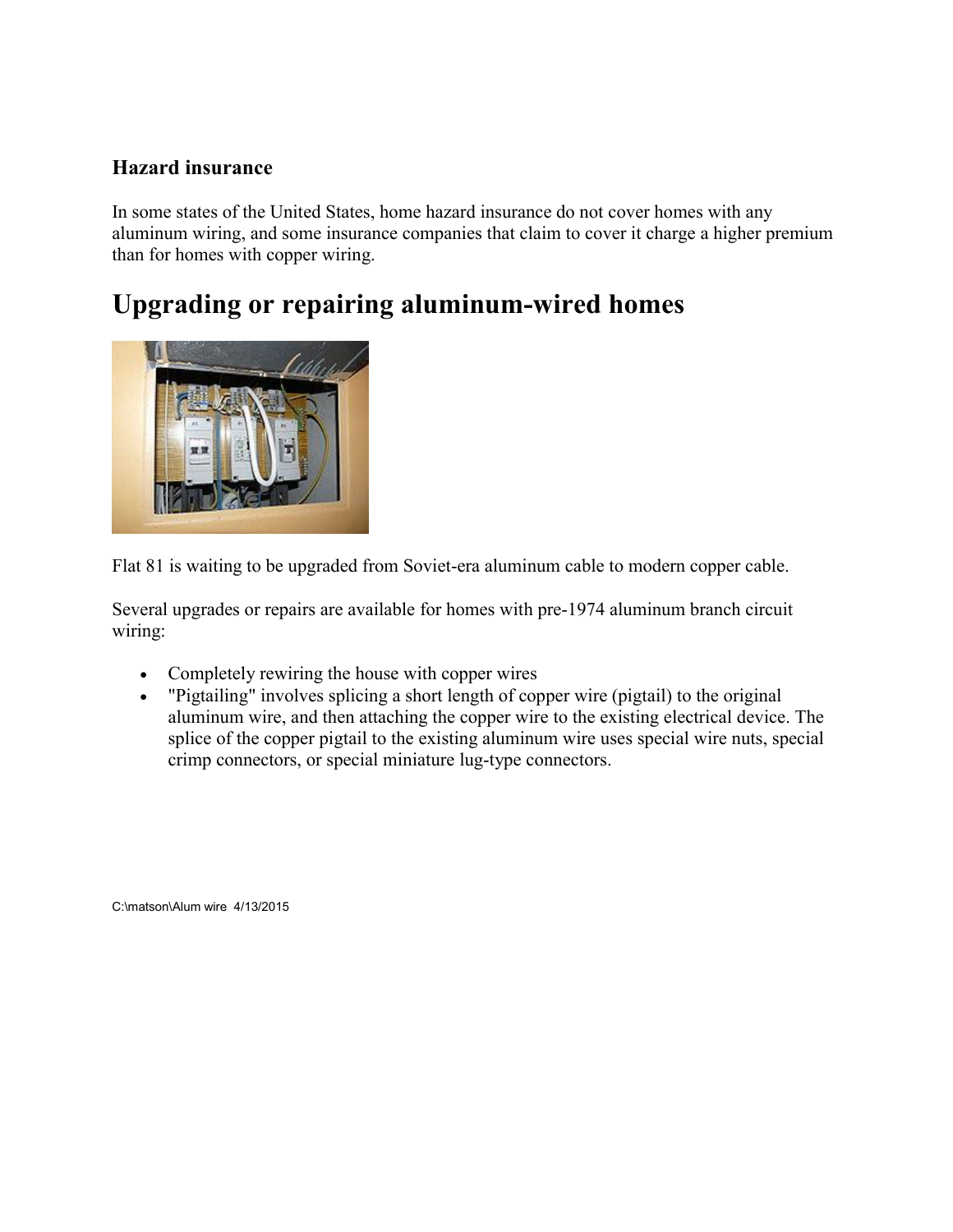### Hazard insurance

In some states of the United States, home hazard insurance do not cover homes with any aluminum wiring, and some insurance companies that claim to cover it charge a higher premium than for homes with copper wiring.

## Upgrading or repairing aluminum-wired homes

Flat 81 is waiting to be upgraded from Soviet-era aluminum cable to modern copper cable.

Several upgrades or repairs are available for homes with pre-1974 aluminum branch circuit wiring:

- Completely rewiring the house with copper wires
- "Pigtailing" involves splicing a short length of copper wire (pigtail) to the original aluminum wire, and then attaching the copper wire to the existing electrical device. The splice of the copper pigtail to the existing aluminum wire uses special wire nuts, special crimp connectors, or special miniature lug-type connectors.

C:\matson\Alum wire 4/13/2015